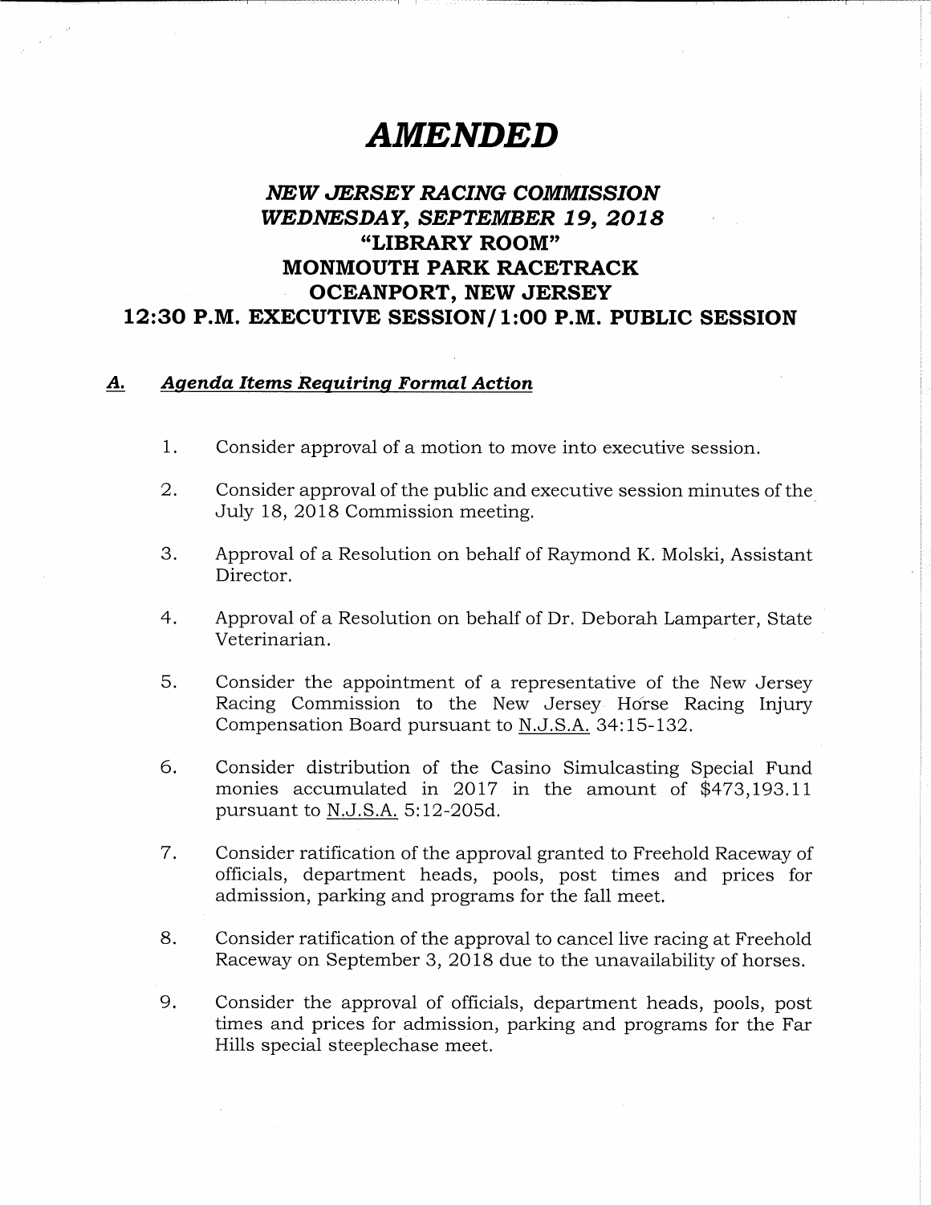// AMENDED

# *AMENDED*

## *NEW JERSEY RACING COMMISSION*
## *WEDNESDAY, SEPTEMBER 19, 2018*
## "LIBRARY ROOM"
## MONMOUTH PARK RACETRACK
## OCEANPORT, NEW JERSEY
## 12:30 P.M. EXECUTIVE SESSION/1:00 P.M. PUBLIC SESSION

### ***A. Agenda Items Requiring Formal Action***

1. Consider approval of a motion to move into executive session.

2. Consider approval of the public and executive session minutes of the July 18, 2018 Commission meeting.

3. Approval of a Resolution on behalf of Raymond K. Molski, Assistant Director.

4. Approval of a Resolution on behalf of Dr. Deborah Lamparter, State Veterinarian.

5. Consider the appointment of a representative of the New Jersey Racing Commission to the New Jersey Horse Racing Injury Compensation Board pursuant to N.J.S.A. 34:15-132.

6. Consider distribution of the Casino Simulcasting Special Fund monies accumulated in 2017 in the amount of $473,193.11 pursuant to N.J.S.A. 5:12-205d.

7. Consider ratification of the approval granted to Freehold Raceway of officials, department heads, pools, post times and prices for admission, parking and programs for the fall meet.

8. Consider ratification of the approval to cancel live racing at Freehold Raceway on September 3, 2018 due to the unavailability of horses.

9. Consider the approval of officials, department heads, pools, post times and prices for admission, parking and programs for the Far Hills special steeplechase meet.

# *AMENDED*

## *NEW JERSEY RACING COMMISSION*
## *WEDNESDAY, SEPTEMBER 19, 2018*
## "LIBRARY ROOM"
## MONMOUTH PARK RACETRACK
## OCEANPORT, NEW JERSEY
## 12:30 P.M. EXECUTIVE SESSION/1:00 P.M. PUBLIC SESSION

### ***A. Agenda Items Requiring Formal Action***

1. Consider approval of a motion to move into executive session.

2. Consider approval of the public and executive session minutes of the July 18, 2018 Commission meeting.

3. Approval of a Resolution on behalf of Raymond K. Molski, Assistant Director.

4. Approval of a Resolution on behalf of Dr. Deborah Lamparter, State Veterinarian.

5. Consider the appointment of a representative of the New Jersey Racing Commission to the New Jersey Horse Racing Injury Compensation Board pursuant to N.J.S.A. 34:15-132.

6. Consider distribution of the Casino Simulcasting Special Fund monies accumulated in 2017 in the amount of $473,193.11 pursuant to N.J.S.A. 5:12-205d.

7. Consider ratification of the approval granted to Freehold Raceway of officials, department heads, pools, post times and prices for admission, parking and programs for the fall meet.

8. Consider ratification of the approval to cancel live racing at Freehold Raceway on September 3, 2018 due to the unavailability of horses.

9. Consider the approval of officials, department heads, pools, post times and prices for admission, parking and programs for the Far Hills special steeplechase meet.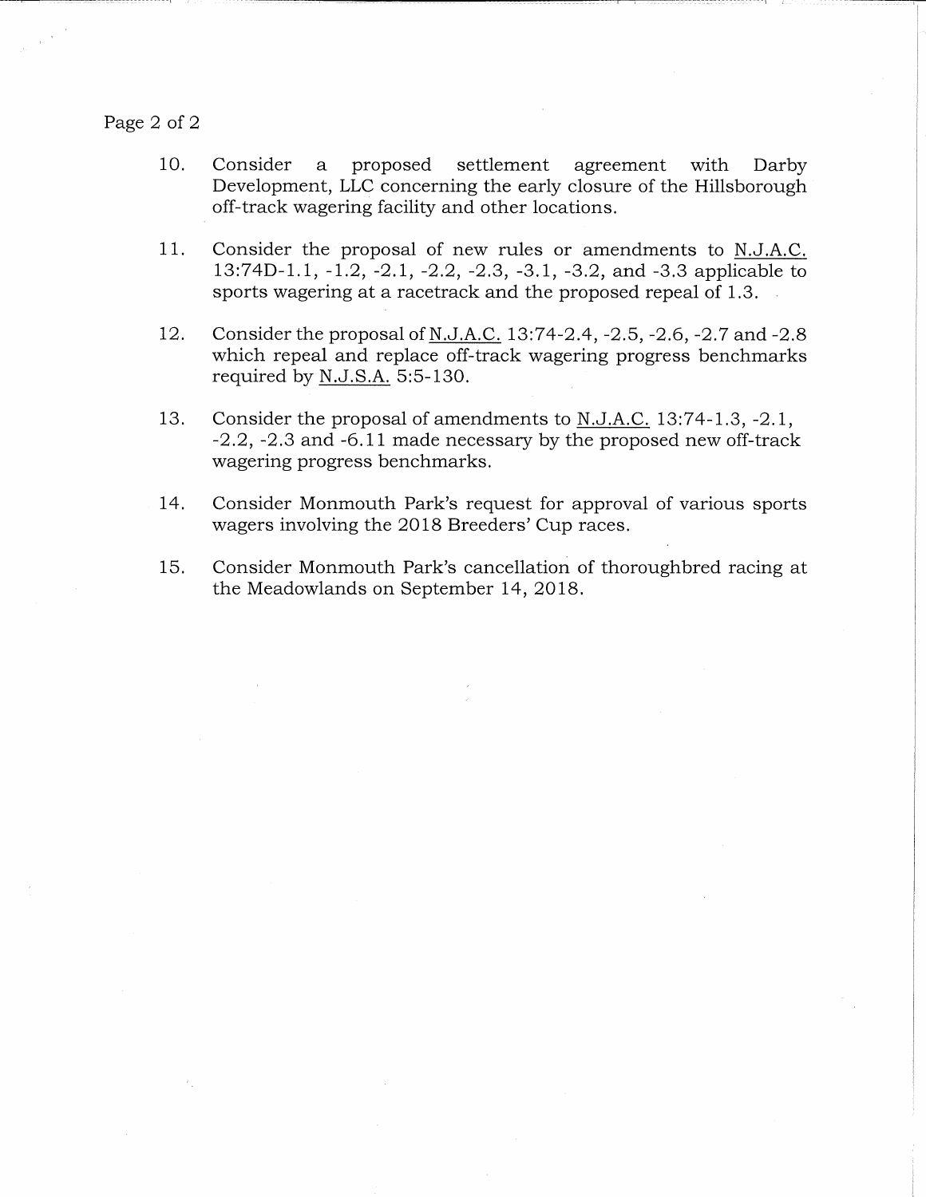10. Consider a proposed settlement agreement with Darby Development, LLC concerning the early closure of the Hillsborough off-track wagering facility and other locations.

11. Consider the proposal of new rules or amendments to N.J.A.C. 13:74D-1.1, -1.2, -2.1, -2.2, -2.3, -3.1, -3.2, and -3.3 applicable to sports wagering at a racetrack and the proposed repeal of 1.3.

12. Consider the proposal of N.J.A.C. 13:74-2.4, -2.5, -2.6, -2.7 and -2.8 which repeal and replace off-track wagering progress benchmarks required by N.J.S.A. 5:5-130.

13. Consider the proposal of amendments to N.J.A.C. 13:74-1.3, -2.1, -2.2, -2.3 and -6.11 made necessary by the proposed new off-track wagering progress benchmarks.

14. Consider Monmouth Park's request for approval of various sports wagers involving the 2018 Breeders' Cup races.

15. Consider Monmouth Park's cancellation of thoroughbred racing at the Meadowlands on September 14, 2018.